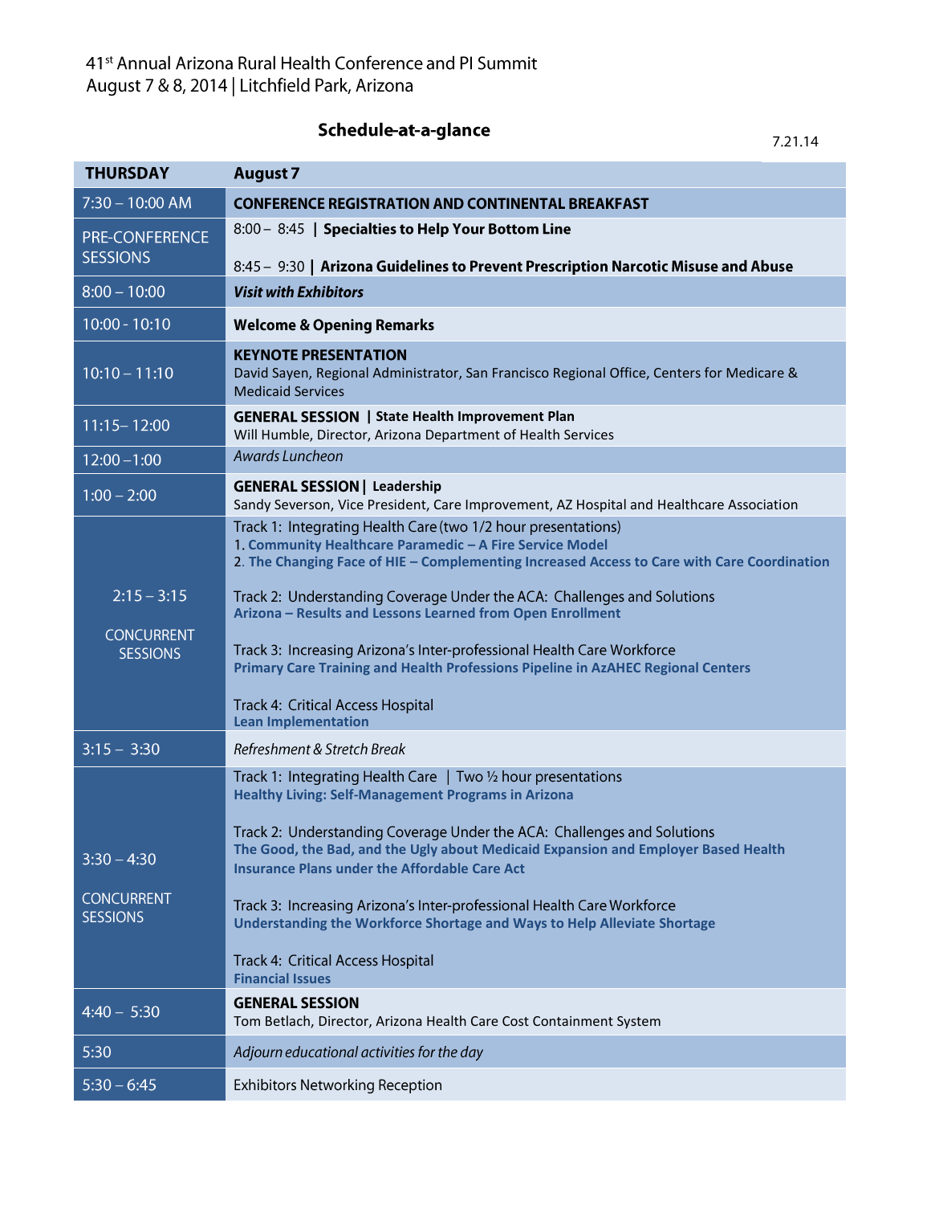41[st] Annual Arizona Rural Health Conference and PI Summit
August 7 & 8, 2014 | Litchfield Park, Arizona

## Schedule-at-a-glance

7.21.14

| THURSDAY | August 7 |
|---|---|
| 7:30 – 10:00 AM | **CONFERENCE REGISTRATION AND CONTINENTAL BREAKFAST** |
| PRE-CONFERENCE SESSIONS | 8:00 – 8:45 \| **Specialties to Help Your Bottom Line**<br><br>8:45 – 9:30 \| **Arizona Guidelines to Prevent Prescription Narcotic Misuse and Abuse** |
| 8:00 – 10:00 | ***Visit with Exhibitors*** |
| 10:00 - 10:10 | **Welcome & Opening Remarks** |
| 10:10 – 11:10 | **KEYNOTE PRESENTATION**<br>David Sayen, Regional Administrator, San Francisco Regional Office, Centers for Medicare & Medicaid Services |
| 11:15– 12:00 | **GENERAL SESSION \| State Health Improvement Plan**<br>Will Humble, Director, Arizona Department of Health Services |
| 12:00 –1:00 | *Awards Luncheon* |
| 1:00 – 2:00 | **GENERAL SESSION \| Leadership**<br>Sandy Severson, Vice President, Care Improvement, AZ Hospital and Healthcare Association |
| 2:15 – 3:15<br><br>CONCURRENT SESSIONS | Track 1: Integrating Health Care (two 1/2 hour presentations)<br>1. **Community Healthcare Paramedic – A Fire Service Model**<br>2. **The Changing Face of HIE – Complementing Increased Access to Care with Care Coordination**<br><br>Track 2: Understanding Coverage Under the ACA: Challenges and Solutions<br>**Arizona – Results and Lessons Learned from Open Enrollment**<br><br>Track 3: Increasing Arizona's Inter-professional Health Care Workforce<br>**Primary Care Training and Health Professions Pipeline in AzAHEC Regional Centers**<br><br>Track 4: Critical Access Hospital<br>**Lean Implementation** |
| 3:15 – 3:30 | *Refreshment & Stretch Break* |
| 3:30 – 4:30<br><br>CONCURRENT SESSIONS | Track 1: Integrating Health Care \| Two ½ hour presentations<br>**Healthy Living: Self-Management Programs in Arizona**<br><br>Track 2: Understanding Coverage Under the ACA: Challenges and Solutions<br>**The Good, the Bad, and the Ugly about Medicaid Expansion and Employer Based Health Insurance Plans under the Affordable Care Act**<br><br>Track 3: Increasing Arizona's Inter-professional Health Care Workforce<br>**Understanding the Workforce Shortage and Ways to Help Alleviate Shortage**<br><br>Track 4: Critical Access Hospital<br>**Financial Issues** |
| 4:40 – 5:30 | **GENERAL SESSION**<br>Tom Betlach, Director, Arizona Health Care Cost Containment System |
| 5:30 | *Adjourn educational activities for the day* |
| 5:30 – 6:45 | Exhibitors Networking Reception |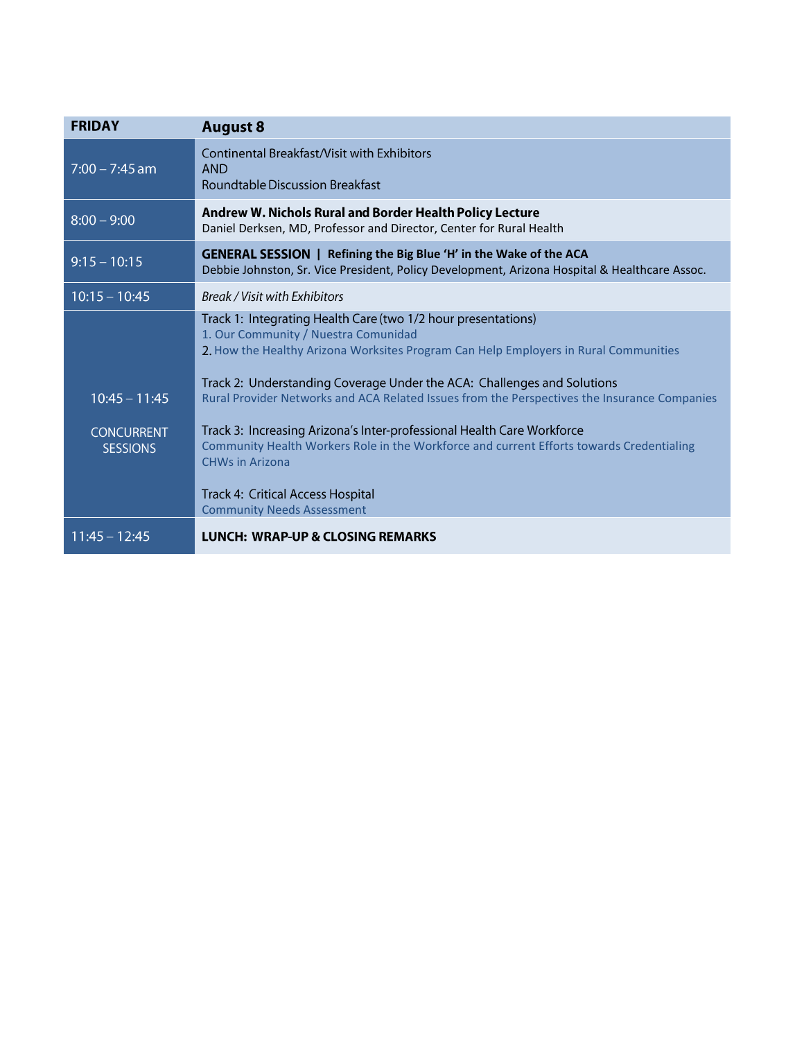| FRIDAY | August 8 |
|---|---|
| 7:00 – 7:45 am | Continental Breakfast/Visit with Exhibitors<br>AND<br>Roundtable Discussion Breakfast |
| 8:00 – 9:00 | **Andrew W. Nichols Rural and Border Health Policy Lecture**<br>Daniel Derksen, MD, Professor and Director, Center for Rural Health |
| 9:15 – 10:15 | **GENERAL SESSION \| Refining the Big Blue 'H' in the Wake of the ACA**<br>Debbie Johnston, Sr. Vice President, Policy Development, Arizona Hospital & Healthcare Assoc. |
| 10:15 – 10:45 | *Break / Visit with Exhibitors* |
| 10:45 – 11:45<br><br>CONCURRENT SESSIONS | Track 1: Integrating Health Care (two 1/2 hour presentations)<br>1. Our Community / Nuestra Comunidad<br>2. How the Healthy Arizona Worksites Program Can Help Employers in Rural Communities<br><br>Track 2: Understanding Coverage Under the ACA: Challenges and Solutions<br>Rural Provider Networks and ACA Related Issues from the Perspectives the Insurance Companies<br><br>Track 3: Increasing Arizona's Inter-professional Health Care Workforce<br>Community Health Workers Role in the Workforce and current Efforts towards Credentialing CHWs in Arizona<br><br>Track 4: Critical Access Hospital<br>Community Needs Assessment |
| 11:45 – 12:45 | **LUNCH: WRAP-UP & CLOSING REMARKS** |